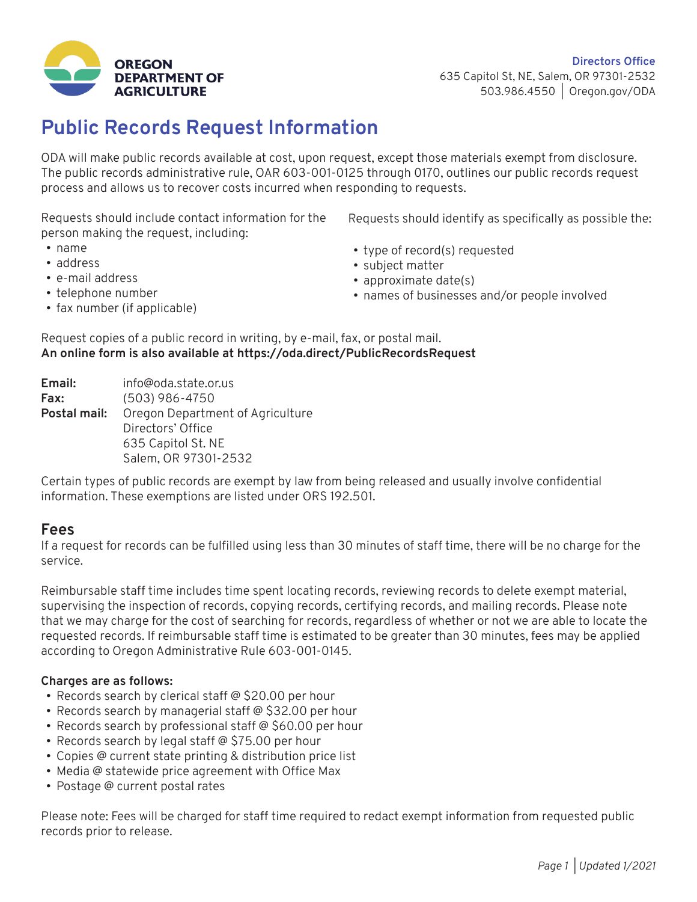OREGON DEPARTMENT OF AGRICULTURE

**Directors Office**
635 Capitol St, NE, Salem, OR 97301-2532
503.986.4550 | Oregon.gov/ODA

# Public Records Request Information

ODA will make public records available at cost, upon request, except those materials exempt from disclosure. The public records administrative rule, OAR 603-001-0125 through 0170, outlines our public records request process and allows us to recover costs incurred when responding to requests.

Requests should include contact information for the person making the request, including:

- name
- address
- e-mail address
- telephone number
- fax number (if applicable)

Requests should identify as specifically as possible the:

- type of record(s) requested
- subject matter
- approximate date(s)
- names of businesses and/or people involved

Request copies of a public record in writing, by e-mail, fax, or postal mail.
**An online form is also available at https://oda.direct/PublicRecordsRequest**

**Email:** info@oda.state.or.us
**Fax:** (503) 986-4750
**Postal mail:** Oregon Department of Agriculture
Directors' Office
635 Capitol St. NE
Salem, OR 97301-2532

Certain types of public records are exempt by law from being released and usually involve confidential information. These exemptions are listed under ORS 192.501.

## Fees

If a request for records can be fulfilled using less than 30 minutes of staff time, there will be no charge for the service.

Reimbursable staff time includes time spent locating records, reviewing records to delete exempt material, supervising the inspection of records, copying records, certifying records, and mailing records. Please note that we may charge for the cost of searching for records, regardless of whether or not we are able to locate the requested records. If reimbursable staff time is estimated to be greater than 30 minutes, fees may be applied according to Oregon Administrative Rule 603-001-0145.

**Charges are as follows:**

- Records search by clerical staff @ $20.00 per hour
- Records search by managerial staff @ $32.00 per hour
- Records search by professional staff @ $60.00 per hour
- Records search by legal staff @ $75.00 per hour
- Copies @ current state printing & distribution price list
- Media @ statewide price agreement with Office Max
- Postage @ current postal rates

Please note: Fees will be charged for staff time required to redact exempt information from requested public records prior to release.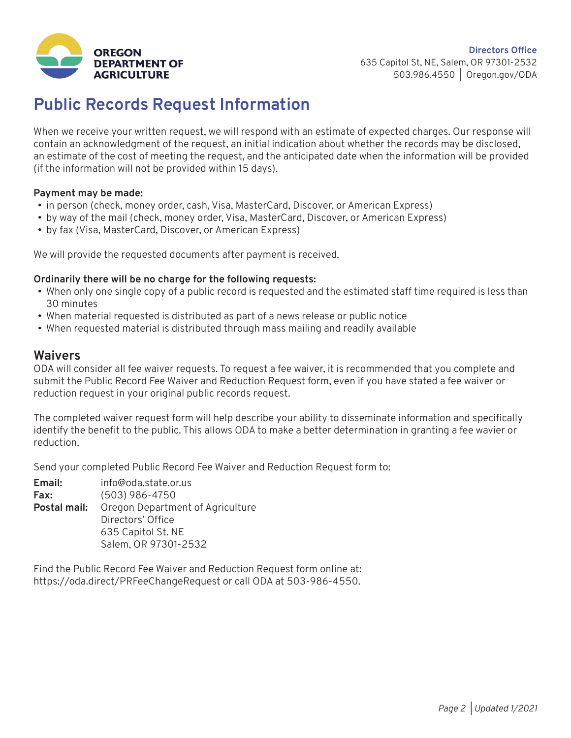OREGON DEPARTMENT OF AGRICULTURE

**Directors Office**
635 Capitol St, NE, Salem, OR 97301-2532
503.986.4550 | Oregon.gov/ODA

# Public Records Request Information

When we receive your written request, we will respond with an estimate of expected charges. Our response will contain an acknowledgment of the request, an initial indication about whether the records may be disclosed, an estimate of the cost of meeting the request, and the anticipated date when the information will be provided (if the information will not be provided within 15 days).

**Payment may be made:**

- in person (check, money order, cash, Visa, MasterCard, Discover, or American Express)
- by way of the mail (check, money order, Visa, MasterCard, Discover, or American Express)
- by fax (Visa, MasterCard, Discover, or American Express)

We will provide the requested documents after payment is received.

**Ordinarily there will be no charge for the following requests:**

- When only one single copy of a public record is requested and the estimated staff time required is less than 30 minutes
- When material requested is distributed as part of a news release or public notice
- When requested material is distributed through mass mailing and readily available

## Waivers

ODA will consider all fee waiver requests. To request a fee waiver, it is recommended that you complete and submit the Public Record Fee Waiver and Reduction Request form, even if you have stated a fee waiver or reduction request in your original public records request.

The completed waiver request form will help describe your ability to disseminate information and specifically identify the benefit to the public. This allows ODA to make a better determination in granting a fee wavier or reduction.

Send your completed Public Record Fee Waiver and Reduction Request form to:

**Email:** info@oda.state.or.us
**Fax:** (503) 986-4750
**Postal mail:** Oregon Department of Agriculture
Directors' Office
635 Capitol St. NE
Salem, OR 97301-2532

Find the Public Record Fee Waiver and Reduction Request form online at:
https://oda.direct/PRFeeChangeRequest or call ODA at 503-986-4550.